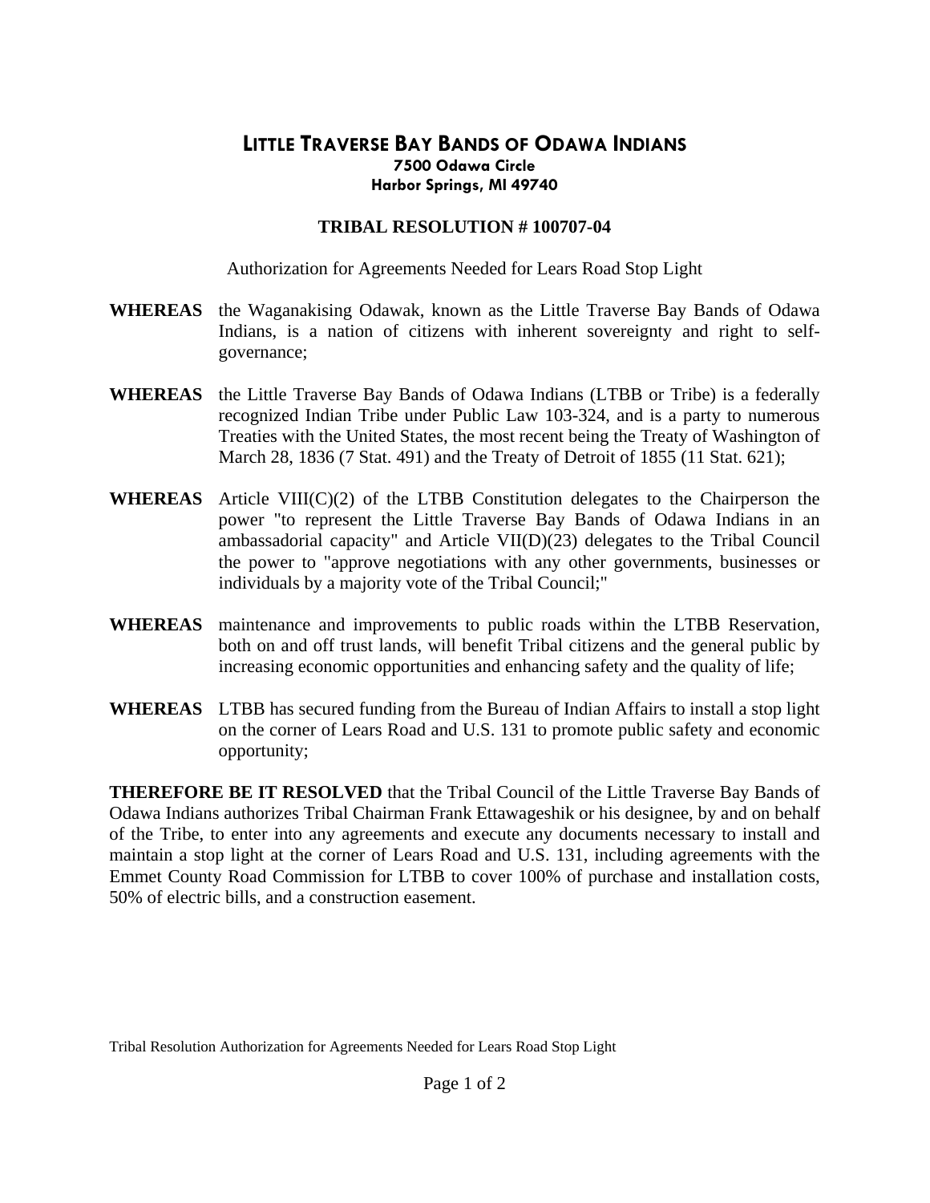# LITTLE TRAVERSE BAY BANDS OF ODAWA INDIANS

**7500 Odawa Circle**
**Harbor Springs, MI 49740**

## TRIBAL RESOLUTION # 100707-04

Authorization for Agreements Needed for Lears Road Stop Light

**WHEREAS** the Waganakising Odawak, known as the Little Traverse Bay Bands of Odawa Indians, is a nation of citizens with inherent sovereignty and right to self-governance;

**WHEREAS** the Little Traverse Bay Bands of Odawa Indians (LTBB or Tribe) is a federally recognized Indian Tribe under Public Law 103-324, and is a party to numerous Treaties with the United States, the most recent being the Treaty of Washington of March 28, 1836 (7 Stat. 491) and the Treaty of Detroit of 1855 (11 Stat. 621);

**WHEREAS** Article VIII(C)(2) of the LTBB Constitution delegates to the Chairperson the power "to represent the Little Traverse Bay Bands of Odawa Indians in an ambassadorial capacity" and Article VII(D)(23) delegates to the Tribal Council the power to "approve negotiations with any other governments, businesses or individuals by a majority vote of the Tribal Council;"

**WHEREAS** maintenance and improvements to public roads within the LTBB Reservation, both on and off trust lands, will benefit Tribal citizens and the general public by increasing economic opportunities and enhancing safety and the quality of life;

**WHEREAS** LTBB has secured funding from the Bureau of Indian Affairs to install a stop light on the corner of Lears Road and U.S. 131 to promote public safety and economic opportunity;

**THEREFORE BE IT RESOLVED** that the Tribal Council of the Little Traverse Bay Bands of Odawa Indians authorizes Tribal Chairman Frank Ettawageshik or his designee, by and on behalf of the Tribe, to enter into any agreements and execute any documents necessary to install and maintain a stop light at the corner of Lears Road and U.S. 131, including agreements with the Emmet County Road Commission for LTBB to cover 100% of purchase and installation costs, 50% of electric bills, and a construction easement.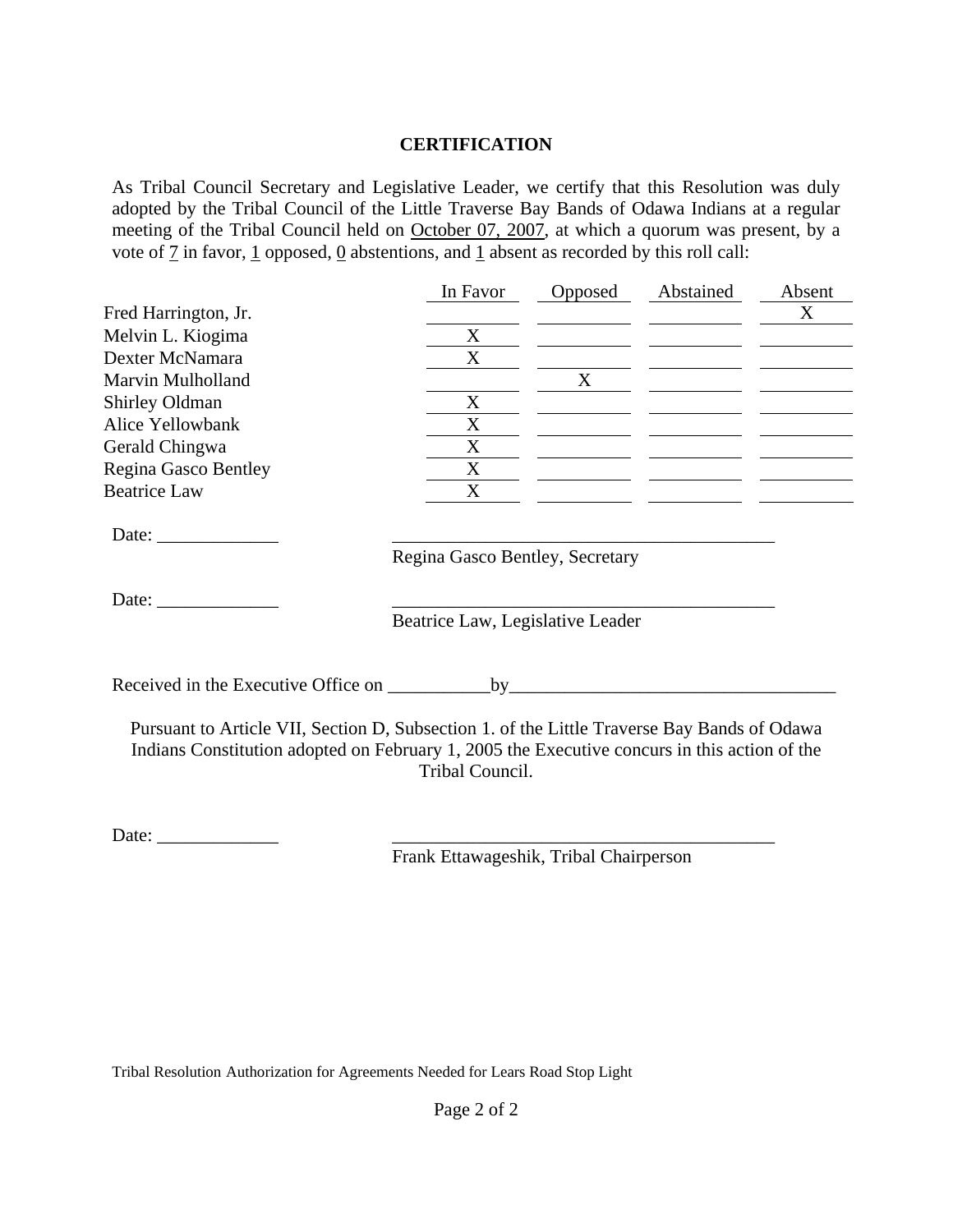**CERTIFICATION**

As Tribal Council Secretary and Legislative Leader, we certify that this Resolution was duly adopted by the Tribal Council of the Little Traverse Bay Bands of Odawa Indians at a regular meeting of the Tribal Council held on October 07, 2007, at which a quorum was present, by a vote of 7 in favor, 1 opposed, 0 abstentions, and 1 absent as recorded by this roll call:

| | In Favor | Opposed | Abstained | Absent |
|---|---|---|---|---|
| Fred Harrington, Jr. | | | | X |
| Melvin L. Kiogima | X | | | |
| Dexter McNamara | X | | | |
| Marvin Mulholland | | X | | |
| Shirley Oldman | X | | | |
| Alice Yellowbank | X | | | |
| Gerald Chingwa | X | | | |
| Regina Gasco Bentley | X | | | |
| Beatrice Law | X | | | |

Date: _____________ ________________________________________
Regina Gasco Bentley, Secretary

Date: _____________ ________________________________________
Beatrice Law, Legislative Leader

Received in the Executive Office on ___________by___________________________________

Pursuant to Article VII, Section D, Subsection 1. of the Little Traverse Bay Bands of Odawa Indians Constitution adopted on February 1, 2005 the Executive concurs in this action of the Tribal Council.

Date: _____________ ________________________________________
Frank Ettawageshik, Tribal Chairperson

Tribal Resolution Authorization for Agreements Needed for Lears Road Stop Light